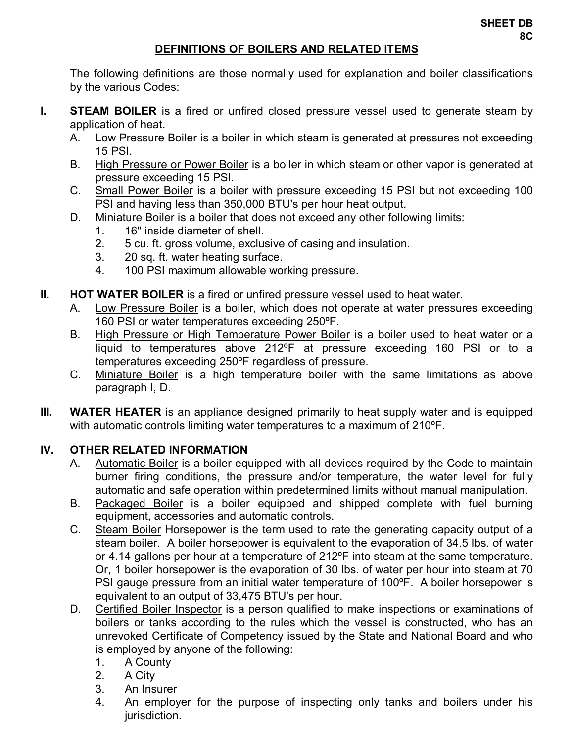**SHEET DB 8C**

# DEFINITIONS OF BOILERS AND RELATED ITEMS

The following definitions are those normally used for explanation and boiler classifications by the various Codes:

**I. STEAM BOILER** is a fired or unfired closed pressure vessel used to generate steam by application of heat.

A. Low Pressure Boiler is a boiler in which steam is generated at pressures not exceeding 15 PSI.

B. High Pressure or Power Boiler is a boiler in which steam or other vapor is generated at pressure exceeding 15 PSI.

C. Small Power Boiler is a boiler with pressure exceeding 15 PSI but not exceeding 100 PSI and having less than 350,000 BTU's per hour heat output.

D. Miniature Boiler is a boiler that does not exceed any other following limits:

1. 16" inside diameter of shell.
2. 5 cu. ft. gross volume, exclusive of casing and insulation.
3. 20 sq. ft. water heating surface.
4. 100 PSI maximum allowable working pressure.

**II. HOT WATER BOILER** is a fired or unfired pressure vessel used to heat water.

A. Low Pressure Boiler is a boiler, which does not operate at water pressures exceeding 160 PSI or water temperatures exceeding 250ºF.

B. High Pressure or High Temperature Power Boiler is a boiler used to heat water or a liquid to temperatures above 212ºF at pressure exceeding 160 PSI or to a temperatures exceeding 250ºF regardless of pressure.

C. Miniature Boiler is a high temperature boiler with the same limitations as above paragraph I, D.

**III. WATER HEATER** is an appliance designed primarily to heat supply water and is equipped with automatic controls limiting water temperatures to a maximum of 210ºF.

**IV. OTHER RELATED INFORMATION**

A. Automatic Boiler is a boiler equipped with all devices required by the Code to maintain burner firing conditions, the pressure and/or temperature, the water level for fully automatic and safe operation within predetermined limits without manual manipulation.

B. Packaged Boiler is a boiler equipped and shipped complete with fuel burning equipment, accessories and automatic controls.

C. Steam Boiler Horsepower is the term used to rate the generating capacity output of a steam boiler. A boiler horsepower is equivalent to the evaporation of 34.5 lbs. of water or 4.14 gallons per hour at a temperature of 212ºF into steam at the same temperature. Or, 1 boiler horsepower is the evaporation of 30 lbs. of water per hour into steam at 70 PSI gauge pressure from an initial water temperature of 100ºF. A boiler horsepower is equivalent to an output of 33,475 BTU's per hour.

D. Certified Boiler Inspector is a person qualified to make inspections or examinations of boilers or tanks according to the rules which the vessel is constructed, who has an unrevoked Certificate of Competency issued by the State and National Board and who is employed by anyone of the following:

1. A County
2. A City
3. An Insurer
4. An employer for the purpose of inspecting only tanks and boilers under his jurisdiction.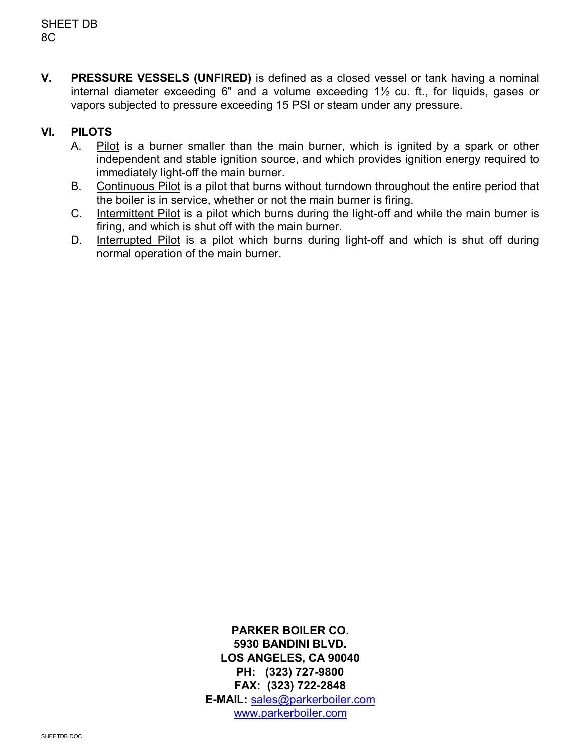**V. PRESSURE VESSELS (UNFIRED)** is defined as a closed vessel or tank having a nominal internal diameter exceeding 6" and a volume exceeding 1½ cu. ft., for liquids, gases or vapors subjected to pressure exceeding 15 PSI or steam under any pressure.

**VI. PILOTS**

A. Pilot is a burner smaller than the main burner, which is ignited by a spark or other independent and stable ignition source, and which provides ignition energy required to immediately light-off the main burner.

B. Continuous Pilot is a pilot that burns without turndown throughout the entire period that the boiler is in service, whether or not the main burner is firing.

C. Intermittent Pilot is a pilot which burns during the light-off and while the main burner is firing, and which is shut off with the main burner.

D. Interrupted Pilot is a pilot which burns during light-off and which is shut off during normal operation of the main burner.

**PARKER BOILER CO.**
**5930 BANDINI BLVD.**
**LOS ANGELES, CA 90040**
**PH: (323) 727-9800**
**FAX: (323) 722-2848**
**E-MAIL:** sales@parkerboiler.com
www.parkerboiler.com